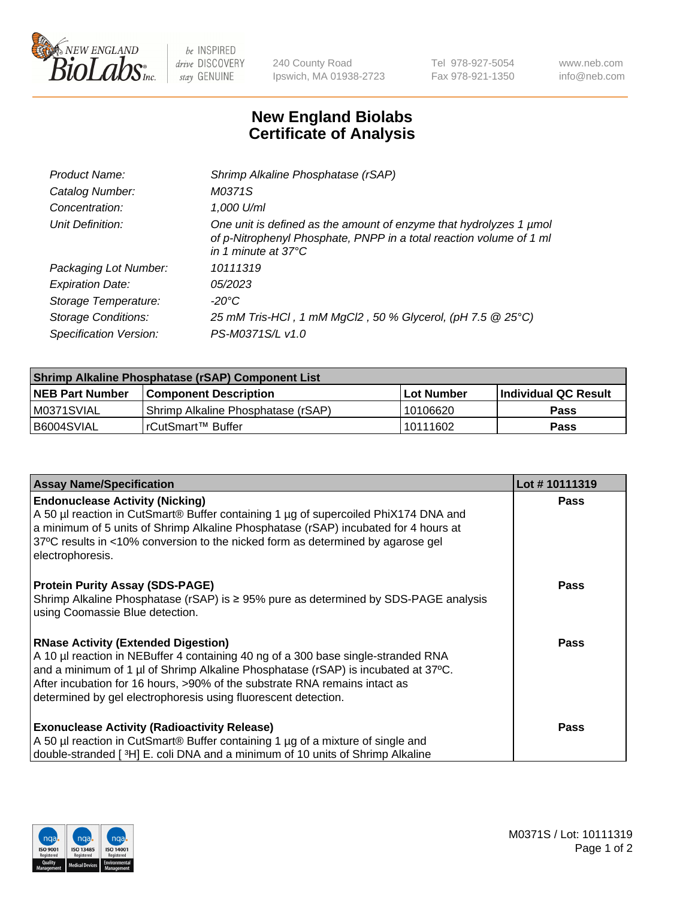# New England Biolabs Certificate of Analysis

| | |
|---|---|
| *Product Name:* | *Shrimp Alkaline Phosphatase (rSAP)* |
| *Catalog Number:* | *M0371S* |
| *Concentration:* | *1,000 U/ml* |
| *Unit Definition:* | *One unit is defined as the amount of enzyme that hydrolyzes 1 µmol of p-Nitrophenyl Phosphate, PNPP in a total reaction volume of 1 ml in 1 minute at 37°C* |
| *Packaging Lot Number:* | *10111319* |
| *Expiration Date:* | *05/2023* |
| *Storage Temperature:* | *-20°C* |
| *Storage Conditions:* | *25 mM Tris-HCl , 1 mM $MgCl_2$ , 50 % Glycerol, (pH 7.5 @ 25°C)* |
| *Specification Version:* | *PS-M0371S/L v1.0* |

| **Shrimp Alkaline Phosphatase (rSAP) Component List** | | | |
|---|---|---|---|
| **NEB Part Number** | **Component Description** | **Lot Number** | **Individual QC Result** |
| M0371SVIAL | Shrimp Alkaline Phosphatase (rSAP) | 10106620 | **Pass** |
| B6004SVIAL | rCutSmart™ Buffer | 10111602 | **Pass** |

| **Assay Name/Specification** | **Lot # 10111319** |
|---|---|
| **Endonuclease Activity (Nicking)**<br>A 50 µl reaction in CutSmart® Buffer containing 1 µg of supercoiled PhiX174 DNA and a minimum of 5 units of Shrimp Alkaline Phosphatase (rSAP) incubated for 4 hours at 37ºC results in <10% conversion to the nicked form as determined by agarose gel electrophoresis. | **Pass** |
| **Protein Purity Assay (SDS-PAGE)**<br>Shrimp Alkaline Phosphatase (rSAP) is ≥ 95% pure as determined by SDS-PAGE analysis using Coomassie Blue detection. | **Pass** |
| **RNase Activity (Extended Digestion)**<br>A 10 µl reaction in NEBuffer 4 containing 40 ng of a 300 base single-stranded RNA and a minimum of 1 µl of Shrimp Alkaline Phosphatase (rSAP) is incubated at 37ºC. After incubation for 16 hours, >90% of the substrate RNA remains intact as determined by gel electrophoresis using fluorescent detection. | **Pass** |
| **Exonuclease Activity (Radioactivity Release)**<br>A 50 µl reaction in CutSmart® Buffer containing 1 µg of a mixture of single and double-stranded [ $^3H$] E. coli DNA and a minimum of 10 units of Shrimp Alkaline | **Pass** |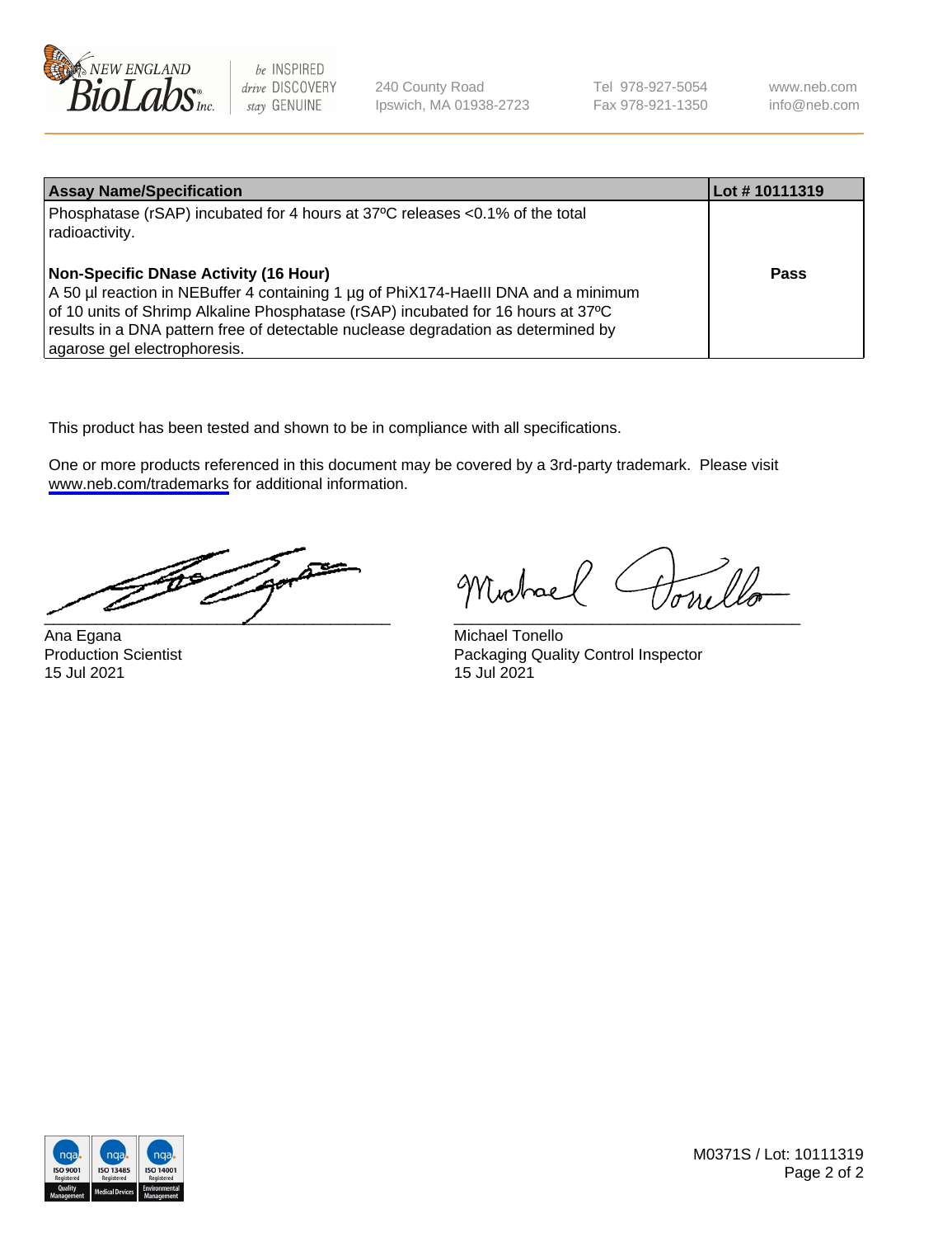| Assay Name/Specification | Lot # 10111319 |
| --- | --- |
| Phosphatase (rSAP) incubated for 4 hours at 37ºC releases <0.1% of the total radioactivity. | |
| **Non-Specific DNase Activity (16 Hour)** A 50 µl reaction in NEBuffer 4 containing 1 µg of PhiX174-HaeIII DNA and a minimum of 10 units of Shrimp Alkaline Phosphatase (rSAP) incubated for 16 hours at 37ºC results in a DNA pattern free of detectable nuclease degradation as determined by agarose gel electrophoresis. | **Pass** |

This product has been tested and shown to be in compliance with all specifications.

One or more products referenced in this document may be covered by a 3rd-party trademark. Please visit www.neb.com/trademarks for additional information.

Ana Egana
Production Scientist
15 Jul 2021

Michael Tonello
Packaging Quality Control Inspector
15 Jul 2021

M0371S / Lot: 10111319